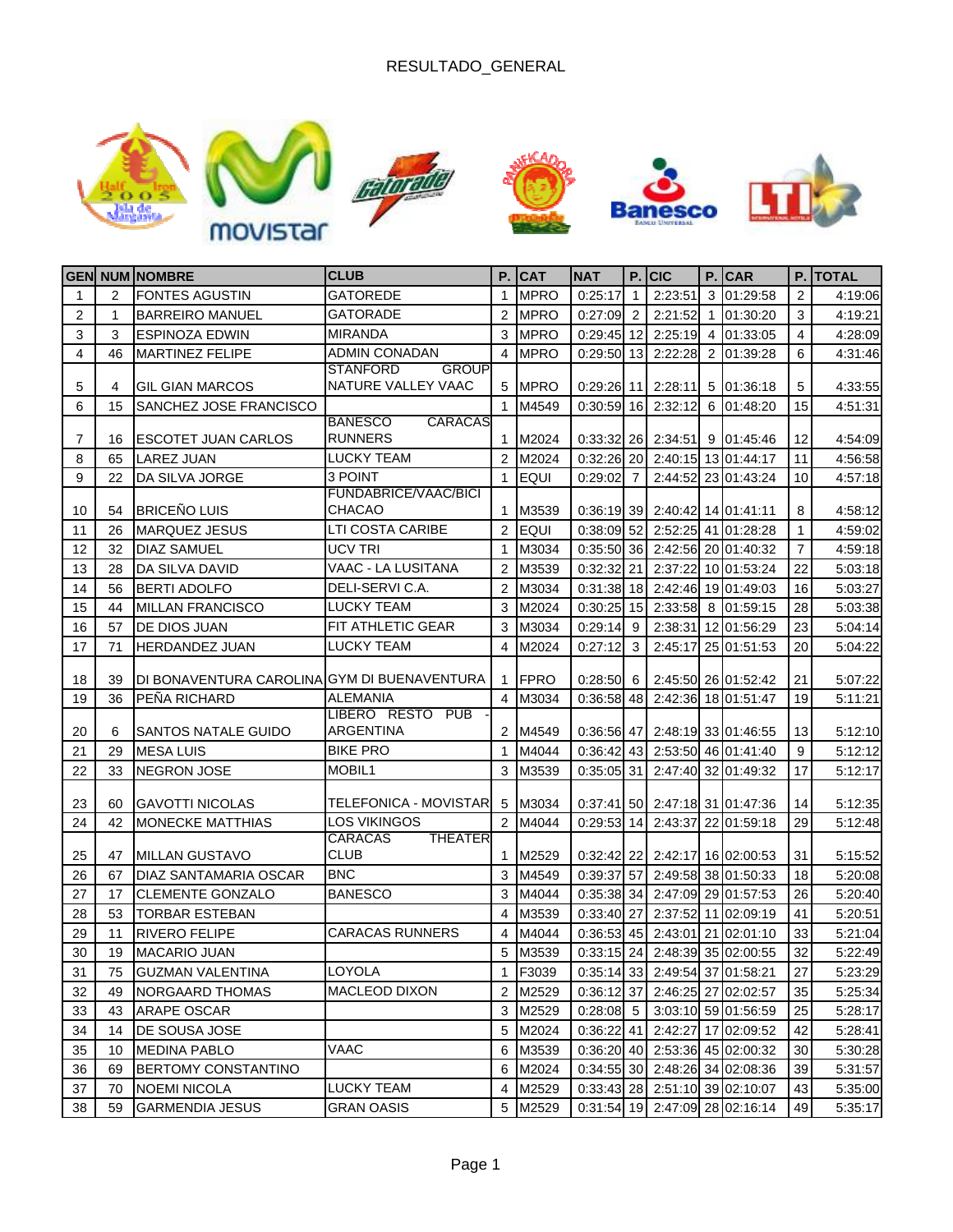# RESULTADO_GENERAL

| GEN | NUM | NOMBRE | CLUB | P. | CAT | NAT | P. | CIC | P. | CAR | P. | TOTAL |
|---|---|---|---|---|---|---|---|---|---|---|---|---|
| 1 | 2 | FONTES AGUSTIN | GATOREDE | 1 | MPRO | 0:25:17 | 1 | 2:23:51 | 3 | 01:29:58 | 2 | 4:19:06 |
| 2 | 1 | BARREIRO MANUEL | GATORADE | 2 | MPRO | 0:27:09 | 2 | 2:21:52 | 1 | 01:30:20 | 3 | 4:19:21 |
| 3 | 3 | ESPINOZA EDWIN | MIRANDA | 3 | MPRO | 0:29:45 | 12 | 2:25:19 | 4 | 01:33:05 | 4 | 4:28:09 |
| 4 | 46 | MARTINEZ FELIPE | ADMIN CONADAN | 4 | MPRO | 0:29:50 | 13 | 2:22:28 | 2 | 01:39:28 | 6 | 4:31:46 |
| 5 | 4 | GIL GIAN MARCOS | STANFORD GROUP NATURE VALLEY VAAC | 5 | MPRO | 0:29:26 | 11 | 2:28:11 | 5 | 01:36:18 | 5 | 4:33:55 |
| 6 | 15 | SANCHEZ JOSE FRANCISCO | | 1 | M4549 | 0:30:59 | 16 | 2:32:12 | 6 | 01:48:20 | 15 | 4:51:31 |
| 7 | 16 | ESCOTET JUAN CARLOS | BANESCO CARACAS RUNNERS | 1 | M2024 | 0:33:32 | 26 | 2:34:51 | 9 | 01:45:46 | 12 | 4:54:09 |
| 8 | 65 | LAREZ JUAN | LUCKY TEAM | 2 | M2024 | 0:32:26 | 20 | 2:40:15 | 13 | 01:44:17 | 11 | 4:56:58 |
| 9 | 22 | DA SILVA JORGE | 3 POINT | 1 | EQUI | 0:29:02 | 7 | 2:44:52 | 23 | 01:43:24 | 10 | 4:57:18 |
| 10 | 54 | BRICEÑO LUIS | FUNDABRICE/VAAC/BICI CHACAO | 1 | M3539 | 0:36:19 | 39 | 2:40:42 | 14 | 01:41:11 | 8 | 4:58:12 |
| 11 | 26 | MARQUEZ JESUS | LTI COSTA CARIBE | 2 | EQUI | 0:38:09 | 52 | 2:52:25 | 41 | 01:28:28 | 1 | 4:59:02 |
| 12 | 32 | DIAZ SAMUEL | UCV TRI | 1 | M3034 | 0:35:50 | 36 | 2:42:56 | 20 | 01:40:32 | 7 | 4:59:18 |
| 13 | 28 | DA SILVA DAVID | VAAC - LA LUSITANA | 2 | M3539 | 0:32:32 | 21 | 2:37:22 | 10 | 01:53:24 | 22 | 5:03:18 |
| 14 | 56 | BERTI ADOLFO | DELI-SERVI C.A. | 2 | M3034 | 0:31:38 | 18 | 2:42:46 | 19 | 01:49:03 | 16 | 5:03:27 |
| 15 | 44 | MILLAN FRANCISCO | LUCKY TEAM | 3 | M2024 | 0:30:25 | 15 | 2:33:58 | 8 | 01:59:15 | 28 | 5:03:38 |
| 16 | 57 | DE DIOS JUAN | FIT ATHLETIC GEAR | 3 | M3034 | 0:29:14 | 9 | 2:38:31 | 12 | 01:56:29 | 23 | 5:04:14 |
| 17 | 71 | HERDANDEZ JUAN | LUCKY TEAM | 4 | M2024 | 0:27:12 | 3 | 2:45:17 | 25 | 01:51:53 | 20 | 5:04:22 |
| 18 | 39 | DI BONAVENTURA CAROLINA | GYM DI BUENAVENTURA | 1 | FPRO | 0:28:50 | 6 | 2:45:50 | 26 | 01:52:42 | 21 | 5:07:22 |
| 19 | 36 | PEÑA RICHARD | ALEMANIA | 4 | M3034 | 0:36:58 | 48 | 2:42:36 | 18 | 01:51:47 | 19 | 5:11:21 |
| 20 | 6 | SANTOS NATALE GUIDO | LIBERO RESTO PUB - ARGENTINA | 2 | M4549 | 0:36:56 | 47 | 2:48:19 | 33 | 01:46:55 | 13 | 5:12:10 |
| 21 | 29 | MESA LUIS | BIKE PRO | 1 | M4044 | 0:36:42 | 43 | 2:53:50 | 46 | 01:41:40 | 9 | 5:12:12 |
| 22 | 33 | NEGRON JOSE | MOBIL1 | 3 | M3539 | 0:35:05 | 31 | 2:47:40 | 32 | 01:49:32 | 17 | 5:12:17 |
| 23 | 60 | GAVOTTI NICOLAS | TELEFONICA - MOVISTAR | 5 | M3034 | 0:37:41 | 50 | 2:47:18 | 31 | 01:47:36 | 14 | 5:12:35 |
| 24 | 42 | MONECKE MATTHIAS | LOS VIKINGOS | 2 | M4044 | 0:29:53 | 14 | 2:43:37 | 22 | 01:59:18 | 29 | 5:12:48 |
| 25 | 47 | MILLAN GUSTAVO | CARACAS THEATER CLUB | 1 | M2529 | 0:32:42 | 22 | 2:42:17 | 16 | 02:00:53 | 31 | 5:15:52 |
| 26 | 67 | DIAZ SANTAMARIA OSCAR | BNC | 3 | M4549 | 0:39:37 | 57 | 2:49:58 | 38 | 01:50:33 | 18 | 5:20:08 |
| 27 | 17 | CLEMENTE GONZALO | BANESCO | 3 | M4044 | 0:35:38 | 34 | 2:47:09 | 29 | 01:57:53 | 26 | 5:20:40 |
| 28 | 53 | TORBAR ESTEBAN | | 4 | M3539 | 0:33:40 | 27 | 2:37:52 | 11 | 02:09:19 | 41 | 5:20:51 |
| 29 | 11 | RIVERO FELIPE | CARACAS RUNNERS | 4 | M4044 | 0:36:53 | 45 | 2:43:01 | 21 | 02:01:10 | 33 | 5:21:04 |
| 30 | 19 | MACARIO JUAN | | 5 | M3539 | 0:33:15 | 24 | 2:48:39 | 35 | 02:00:55 | 32 | 5:22:49 |
| 31 | 75 | GUZMAN VALENTINA | LOYOLA | 1 | F3039 | 0:35:14 | 33 | 2:49:54 | 37 | 01:58:21 | 27 | 5:23:29 |
| 32 | 49 | NORGAARD THOMAS | MACLEOD DIXON | 2 | M2529 | 0:36:12 | 37 | 2:46:25 | 27 | 02:02:57 | 35 | 5:25:34 |
| 33 | 43 | ARAPE OSCAR | | 3 | M2529 | 0:28:08 | 5 | 3:03:10 | 59 | 01:56:59 | 25 | 5:28:17 |
| 34 | 14 | DE SOUSA JOSE | | 5 | M2024 | 0:36:22 | 41 | 2:42:27 | 17 | 02:09:52 | 42 | 5:28:41 |
| 35 | 10 | MEDINA PABLO | VAAC | 6 | M3539 | 0:36:20 | 40 | 2:53:36 | 45 | 02:00:32 | 30 | 5:30:28 |
| 36 | 69 | BERTOMY CONSTANTINO | | 6 | M2024 | 0:34:55 | 30 | 2:48:26 | 34 | 02:08:36 | 39 | 5:31:57 |
| 37 | 70 | NOEMI NICOLA | LUCKY TEAM | 4 | M2529 | 0:33:43 | 28 | 2:51:10 | 39 | 02:10:07 | 43 | 5:35:00 |
| 38 | 59 | GARMENDIA JESUS | GRAN OASIS | 5 | M2529 | 0:31:54 | 19 | 2:47:09 | 28 | 02:16:14 | 49 | 5:35:17 |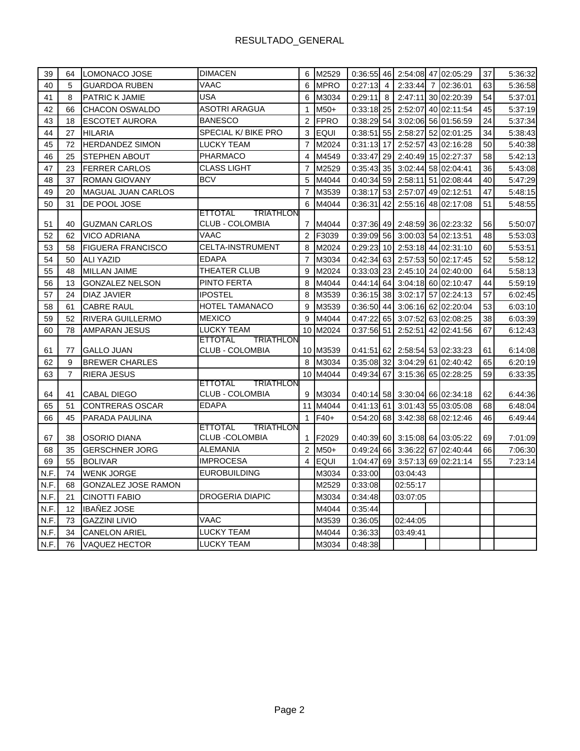# RESULTADO_GENERAL

| | | | | | | | | | | | | |
|---|---|---|---|---|---|---|---|---|---|---|---|---|
| 39 | 64 | LOMONACO JOSE | DIMACEN | 6 | M2529 | 0:36:55 | 46 | 2:54:08 | 47 | 02:05:29 | 37 | 5:36:32 |
| 40 | 5 | GUARDOA RUBEN | VAAC | 6 | MPRO | 0:27:13 | 4 | 2:33:44 | 7 | 02:36:01 | 63 | 5:36:58 |
| 41 | 8 | PATRIC K JAMIE | USA | 6 | M3034 | 0:29:11 | 8 | 2:47:11 | 30 | 02:20:39 | 54 | 5:37:01 |
| 42 | 66 | CHACON OSWALDO | ASOTRI ARAGUA | 1 | M50+ | 0:33:18 | 25 | 2:52:07 | 40 | 02:11:54 | 45 | 5:37:19 |
| 43 | 18 | ESCOTET AURORA | BANESCO | 2 | FPRO | 0:38:29 | 54 | 3:02:06 | 56 | 01:56:59 | 24 | 5:37:34 |
| 44 | 27 | HILARIA | SPECIAL K/ BIKE PRO | 3 | EQUI | 0:38:51 | 55 | 2:58:27 | 52 | 02:01:25 | 34 | 5:38:43 |
| 45 | 72 | HERDANDEZ SIMON | LUCKY TEAM | 7 | M2024 | 0:31:13 | 17 | 2:52:57 | 43 | 02:16:28 | 50 | 5:40:38 |
| 46 | 25 | STEPHEN ABOUT | PHARMACO | 4 | M4549 | 0:33:47 | 29 | 2:40:49 | 15 | 02:27:37 | 58 | 5:42:13 |
| 47 | 23 | FERRER CARLOS | CLASS LIGHT | 7 | M2529 | 0:35:43 | 35 | 3:02:44 | 58 | 02:04:41 | 36 | 5:43:08 |
| 48 | 37 | ROMAN GIOVANY | BCV | 5 | M4044 | 0:40:34 | 59 | 2:58:11 | 51 | 02:08:44 | 40 | 5:47:29 |
| 49 | 20 | MAGUAL JUAN CARLOS | | 7 | M3539 | 0:38:17 | 53 | 2:57:07 | 49 | 02:12:51 | 47 | 5:48:15 |
| 50 | 31 | DE POOL JOSE | | 6 | M4044 | 0:36:31 | 42 | 2:55:16 | 48 | 02:17:08 | 51 | 5:48:55 |
| 51 | 40 | GUZMAN CARLOS | ETTOTAL TRIATHLON CLUB - COLOMBIA | 7 | M4044 | 0:37:36 | 49 | 2:48:59 | 36 | 02:23:32 | 56 | 5:50:07 |
| 52 | 62 | VICO ADRIANA | VAAC | 2 | F3039 | 0:39:09 | 56 | 3:00:03 | 54 | 02:13:51 | 48 | 5:53:03 |
| 53 | 58 | FIGUERA FRANCISCO | CELTA-INSTRUMENT | 8 | M2024 | 0:29:23 | 10 | 2:53:18 | 44 | 02:31:10 | 60 | 5:53:51 |
| 54 | 50 | ALI YAZID | EDAPA | 7 | M3034 | 0:42:34 | 63 | 2:57:53 | 50 | 02:17:45 | 52 | 5:58:12 |
| 55 | 48 | MILLAN JAIME | THEATER CLUB | 9 | M2024 | 0:33:03 | 23 | 2:45:10 | 24 | 02:40:00 | 64 | 5:58:13 |
| 56 | 13 | GONZALEZ NELSON | PINTO FERTA | 8 | M4044 | 0:44:14 | 64 | 3:04:18 | 60 | 02:10:47 | 44 | 5:59:19 |
| 57 | 24 | DIAZ JAVIER | IPOSTEL | 8 | M3539 | 0:36:15 | 38 | 3:02:17 | 57 | 02:24:13 | 57 | 6:02:45 |
| 58 | 61 | CABRE RAUL | HOTEL TAMANACO | 9 | M3539 | 0:36:50 | 44 | 3:06:16 | 62 | 02:20:04 | 53 | 6:03:10 |
| 59 | 52 | RIVERA GUILLERMO | MEXICO | 9 | M4044 | 0:47:22 | 65 | 3:07:52 | 63 | 02:08:25 | 38 | 6:03:39 |
| 60 | 78 | AMPARAN JESUS | LUCKY TEAM | 10 | M2024 | 0:37:56 | 51 | 2:52:51 | 42 | 02:41:56 | 67 | 6:12:43 |
| 61 | 77 | GALLO JUAN | ETTOTAL TRIATHLON CLUB - COLOMBIA | 10 | M3539 | 0:41:51 | 62 | 2:58:54 | 53 | 02:33:23 | 61 | 6:14:08 |
| 62 | 9 | BREWER CHARLES | | 8 | M3034 | 0:35:08 | 32 | 3:04:29 | 61 | 02:40:42 | 65 | 6:20:19 |
| 63 | 7 | RIERA JESUS | | 10 | M4044 | 0:49:34 | 67 | 3:15:36 | 65 | 02:28:25 | 59 | 6:33:35 |
| 64 | 41 | CABAL DIEGO | ETTOTAL TRIATHLON CLUB - COLOMBIA | 9 | M3034 | 0:40:14 | 58 | 3:30:04 | 66 | 02:34:18 | 62 | 6:44:36 |
| 65 | 51 | CONTRERAS OSCAR | EDAPA | 11 | M4044 | 0:41:13 | 61 | 3:01:43 | 55 | 03:05:08 | 68 | 6:48:04 |
| 66 | 45 | PARADA PAULINA | | 1 | F40+ | 0:54:20 | 68 | 3:42:38 | 68 | 02:12:46 | 46 | 6:49:44 |
| 67 | 38 | OSORIO DIANA | ETTOTAL TRIATHLON CLUB -COLOMBIA | 1 | F2029 | 0:40:39 | 60 | 3:15:08 | 64 | 03:05:22 | 69 | 7:01:09 |
| 68 | 35 | GERSCHNER JORG | ALEMANIA | 2 | M50+ | 0:49:24 | 66 | 3:36:22 | 67 | 02:40:44 | 66 | 7:06:30 |
| 69 | 55 | BOLIVAR | IMPROCESA | 4 | EQUI | 1:04:47 | 69 | 3:57:13 | 69 | 02:21:14 | 55 | 7:23:14 |
| N.F. | 74 | WENK JORGE | EUROBUILDING | | M3034 | 0:33:00 | | 03:04:43 | | | | |
| N.F. | 68 | GONZALEZ JOSE RAMON | | | M2529 | 0:33:08 | | 02:55:17 | | | | |
| N.F. | 21 | CINOTTI FABIO | DROGERIA DIAPIC | | M3034 | 0:34:48 | | 03:07:05 | | | | |
| N.F. | 12 | IBAÑEZ JOSE | | | M4044 | 0:35:44 | | | | | | |
| N.F. | 73 | GAZZINI LIVIO | VAAC | | M3539 | 0:36:05 | | 02:44:05 | | | | |
| N.F. | 34 | CANELON ARIEL | LUCKY TEAM | | M4044 | 0:36:33 | | 03:49:41 | | | | |
| N.F. | 76 | VAQUEZ HECTOR | LUCKY TEAM | | M3034 | 0:48:38 | | | | | | |